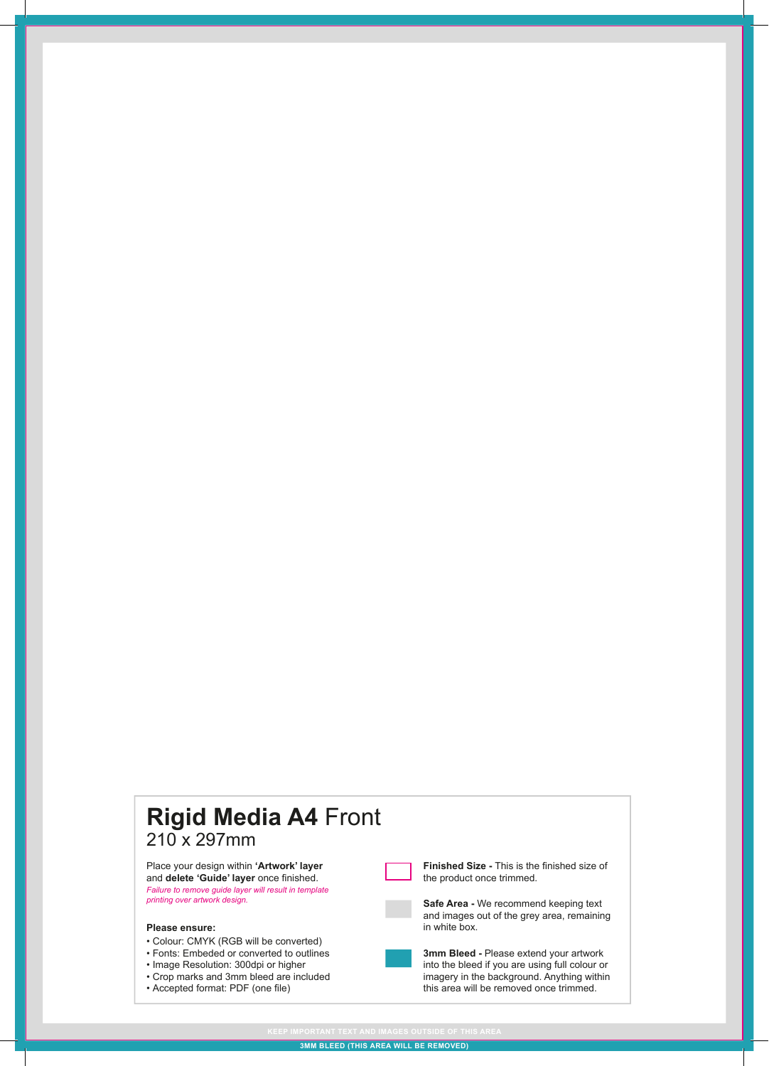# **Rigid Media A4** Front

210 x 297mm

Place your design within **'Artwork' layer** and **delete 'Guide' layer** once finished.

*Failure to remove guide layer will result in template printing over artwork design.*

**Please ensure:**

- Colour: CMYK (RGB will be converted)
- Fonts: Embeded or converted to outlines
- Image Resolution: 300dpi or higher
- Crop marks and 3mm bleed are included
- Accepted format: PDF (one file)

**Finished Size -** This is the finished size of the product once trimmed.

**Safe Area -** We recommend keeping text and images out of the grey area, remaining in white box.

**3mm Bleed -** Please extend your artwork into the bleed if you are using full colour or imagery in the background. Anything within this area will be removed once trimmed.

KEEP IMPORTANT TEXT AND IMAGES OUTSIDE OF THIS AREA

3MM BLEED (THIS AREA WILL BE REMOVED)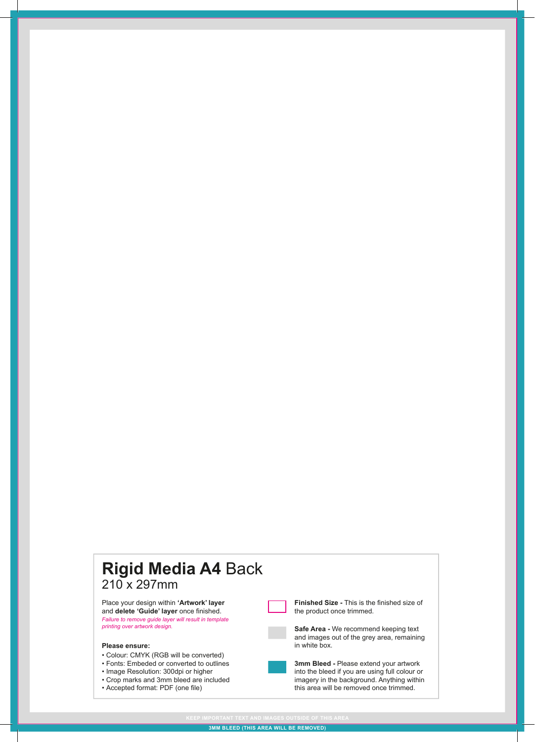# **Rigid Media A4** Back

210 x 297mm

Place your design within **'Artwork' layer** and **delete 'Guide' layer** once finished.

*Failure to remove guide layer will result in template printing over artwork design.*

**Please ensure:**

- Colour: CMYK (RGB will be converted)
- Fonts: Embeded or converted to outlines
- Image Resolution: 300dpi or higher
- Crop marks and 3mm bleed are included
- Accepted format: PDF (one file)

**Finished Size -** This is the finished size of the product once trimmed.

**Safe Area -** We recommend keeping text and images out of the grey area, remaining in white box.

**3mm Bleed -** Please extend your artwork into the bleed if you are using full colour or imagery in the background. Anything within this area will be removed once trimmed.

KEEP IMPORTANT TEXT AND IMAGES OUTSIDE OF THIS AREA

3MM BLEED (THIS AREA WILL BE REMOVED)